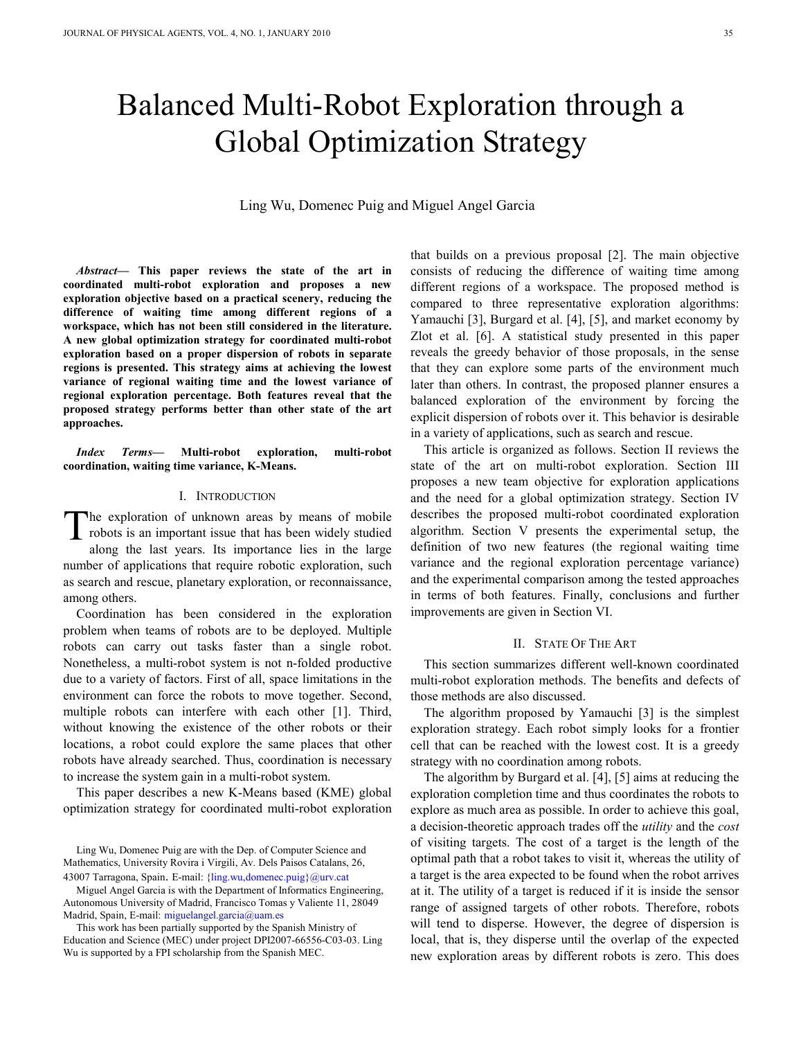# Balanced Multi-Robot Exploration through a Global Optimization Strategy

Ling Wu, Domenec Puig and Miguel Angel Garcia

***Abstract*— This paper reviews the state of the art in coordinated multi-robot exploration and proposes a new exploration objective based on a practical scenery, reducing the difference of waiting time among different regions of a workspace, which has not been still considered in the literature. A new global optimization strategy for coordinated multi-robot exploration based on a proper dispersion of robots in separate regions is presented. This strategy aims at achieving the lowest variance of regional waiting time and the lowest variance of regional exploration percentage. Both features reveal that the proposed strategy performs better than other state of the art approaches.**

***Index Terms*— Multi-robot exploration, multi-robot coordination, waiting time variance, K-Means.**

## I. Introduction

The exploration of unknown areas by means of mobile robots is an important issue that has been widely studied along the last years. Its importance lies in the large number of applications that require robotic exploration, such as search and rescue, planetary exploration, or reconnaissance, among others.

Coordination has been considered in the exploration problem when teams of robots are to be deployed. Multiple robots can carry out tasks faster than a single robot. Nonetheless, a multi-robot system is not n-folded productive due to a variety of factors. First of all, space limitations in the environment can force the robots to move together. Second, multiple robots can interfere with each other [1]. Third, without knowing the existence of the other robots or their locations, a robot could explore the same places that other robots have already searched. Thus, coordination is necessary to increase the system gain in a multi-robot system.

This paper describes a new K-Means based (KME) global optimization strategy for coordinated multi-robot exploration that builds on a previous proposal [2]. The main objective consists of reducing the difference of waiting time among different regions of a workspace. The proposed method is compared to three representative exploration algorithms: Yamauchi [3], Burgard et al. [4], [5], and market economy by Zlot et al. [6]. A statistical study presented in this paper reveals the greedy behavior of those proposals, in the sense that they can explore some parts of the environment much later than others. In contrast, the proposed planner ensures a balanced exploration of the environment by forcing the explicit dispersion of robots over it. This behavior is desirable in a variety of applications, such as search and rescue.

This article is organized as follows. Section II reviews the state of the art on multi-robot exploration. Section III proposes a new team objective for exploration applications and the need for a global optimization strategy. Section IV describes the proposed multi-robot coordinated exploration algorithm. Section V presents the experimental setup, the definition of two new features (the regional waiting time variance and the regional exploration percentage variance) and the experimental comparison among the tested approaches in terms of both features. Finally, conclusions and further improvements are given in Section VI.

## II. State Of The Art

This section summarizes different well-known coordinated multi-robot exploration methods. The benefits and defects of those methods are also discussed.

The algorithm proposed by Yamauchi [3] is the simplest exploration strategy. Each robot simply looks for a frontier cell that can be reached with the lowest cost. It is a greedy strategy with no coordination among robots.

The algorithm by Burgard et al. [4], [5] aims at reducing the exploration completion time and thus coordinates the robots to explore as much area as possible. In order to achieve this goal, a decision-theoretic approach trades off the *utility* and the *cost* of visiting targets. The cost of a target is the length of the optimal path that a robot takes to visit it, whereas the utility of a target is the area expected to be found when the robot arrives at it. The utility of a target is reduced if it is inside the sensor range of assigned targets of other robots. Therefore, robots will tend to disperse. However, the degree of dispersion is local, that is, they disperse until the overlap of the expected new exploration areas by different robots is zero. This does

Ling Wu, Domenec Puig are with the Dep. of Computer Science and Mathematics, University Rovira i Virgili, Av. Dels Paisos Catalans, 26, 43007 Tarragona, Spain. E-mail: {ling.wu,domenec.puig}@urv.cat

Miguel Angel Garcia is with the Department of Informatics Engineering, Autonomous University of Madrid, Francisco Tomas y Valiente 11, 28049 Madrid, Spain, E-mail: miguelangel.garcia@uam.es

This work has been partially supported by the Spanish Ministry of Education and Science (MEC) under project DPI2007-66556-C03-03. Ling Wu is supported by a FPI scholarship from the Spanish MEC.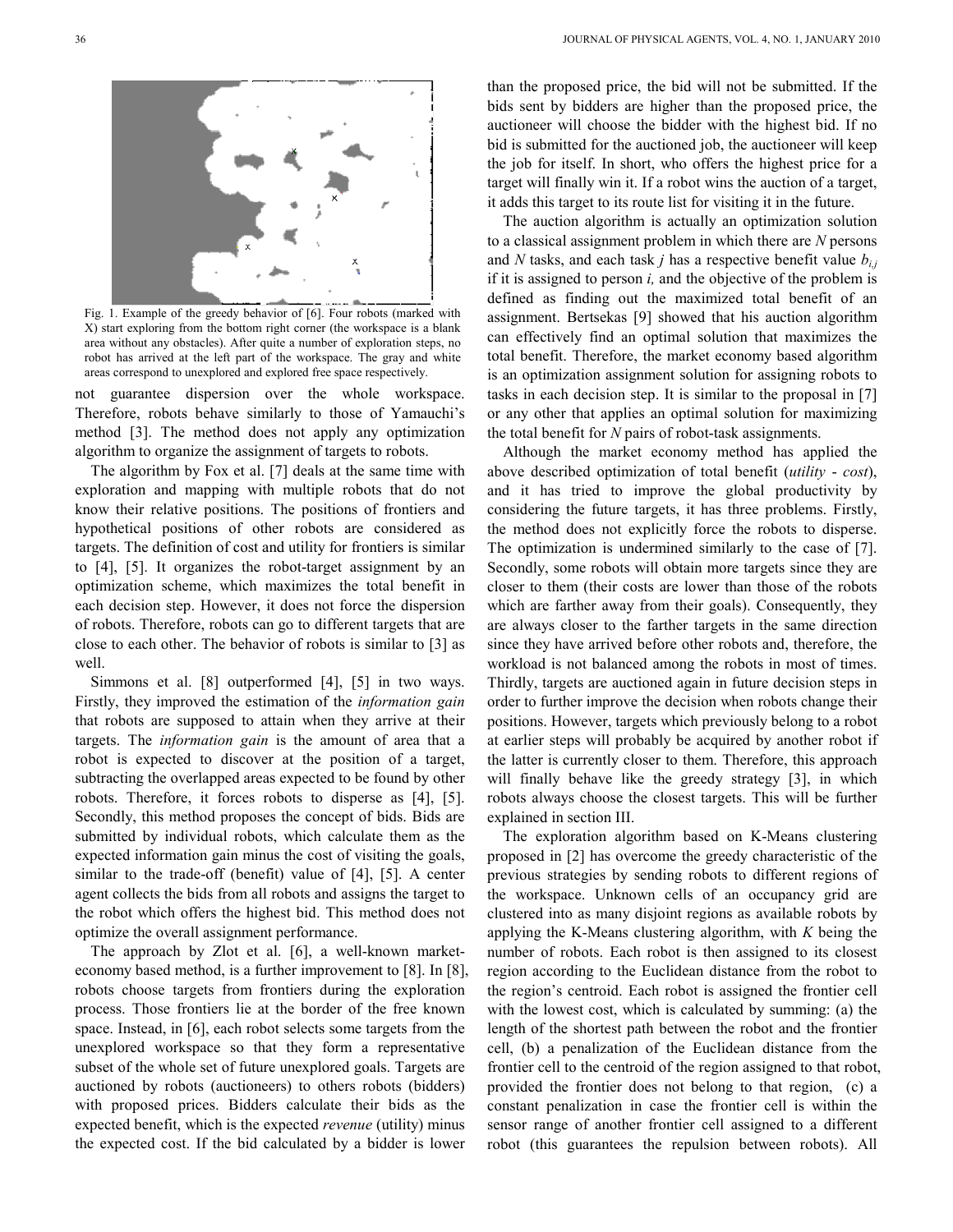Fig. 1. Example of the greedy behavior of [6]. Four robots (marked with X) start exploring from the bottom right corner (the workspace is a blank area without any obstacles). After quite a number of exploration steps, no robot has arrived at the left part of the workspace. The gray and white areas correspond to unexplored and explored free space respectively.

not guarantee dispersion over the whole workspace. Therefore, robots behave similarly to those of Yamauchi's method [3]. The method does not apply any optimization algorithm to organize the assignment of targets to robots.

The algorithm by Fox et al. [7] deals at the same time with exploration and mapping with multiple robots that do not know their relative positions. The positions of frontiers and hypothetical positions of other robots are considered as targets. The definition of cost and utility for frontiers is similar to [4], [5]. It organizes the robot-target assignment by an optimization scheme, which maximizes the total benefit in each decision step. However, it does not force the dispersion of robots. Therefore, robots can go to different targets that are close to each other. The behavior of robots is similar to [3] as well.

Simmons et al. [8] outperformed [4], [5] in two ways. Firstly, they improved the estimation of the *information gain* that robots are supposed to attain when they arrive at their targets. The *information gain* is the amount of area that a robot is expected to discover at the position of a target, subtracting the overlapped areas expected to be found by other robots. Therefore, it forces robots to disperse as [4], [5]. Secondly, this method proposes the concept of bids. Bids are submitted by individual robots, which calculate them as the expected information gain minus the cost of visiting the goals, similar to the trade-off (benefit) value of [4], [5]. A center agent collects the bids from all robots and assigns the target to the robot which offers the highest bid. This method does not optimize the overall assignment performance.

The approach by Zlot et al. [6], a well-known market-economy based method, is a further improvement to [8]. In [8], robots choose targets from frontiers during the exploration process. Those frontiers lie at the border of the free known space. Instead, in [6], each robot selects some targets from the unexplored workspace so that they form a representative subset of the whole set of future unexplored goals. Targets are auctioned by robots (auctioneers) to others robots (bidders) with proposed prices. Bidders calculate their bids as the expected benefit, which is the expected *revenue* (utility) minus the expected cost. If the bid calculated by a bidder is lower than the proposed price, the bid will not be submitted. If the bids sent by bidders are higher than the proposed price, the auctioneer will choose the bidder with the highest bid. If no bid is submitted for the auctioned job, the auctioneer will keep the job for itself. In short, who offers the highest price for a target will finally win it. If a robot wins the auction of a target, it adds this target to its route list for visiting it in the future.

The auction algorithm is actually an optimization solution to a classical assignment problem in which there are $N$ persons and $N$ tasks, and each task $j$ has a respective benefit value $b_{i,j}$ if it is assigned to person $i$, and the objective of the problem is defined as finding out the maximized total benefit of an assignment. Bertsekas [9] showed that his auction algorithm can effectively find an optimal solution that maximizes the total benefit. Therefore, the market economy based algorithm is an optimization assignment solution for assigning robots to tasks in each decision step. It is similar to the proposal in [7] or any other that applies an optimal solution for maximizing the total benefit for $N$ pairs of robot-task assignments.

Although the market economy method has applied the above described optimization of total benefit (*utility* - *cost*), and it has tried to improve the global productivity by considering the future targets, it has three problems. Firstly, the method does not explicitly force the robots to disperse. The optimization is undermined similarly to the case of [7]. Secondly, some robots will obtain more targets since they are closer to them (their costs are lower than those of the robots which are farther away from their goals). Consequently, they are always closer to the farther targets in the same direction since they have arrived before other robots and, therefore, the workload is not balanced among the robots in most of times. Thirdly, targets are auctioned again in future decision steps in order to further improve the decision when robots change their positions. However, targets which previously belong to a robot at earlier steps will probably be acquired by another robot if the latter is currently closer to them. Therefore, this approach will finally behave like the greedy strategy [3], in which robots always choose the closest targets. This will be further explained in section III.

The exploration algorithm based on K-Means clustering proposed in [2] has overcome the greedy characteristic of the previous strategies by sending robots to different regions of the workspace. Unknown cells of an occupancy grid are clustered into as many disjoint regions as available robots by applying the K-Means clustering algorithm, with $K$ being the number of robots. Each robot is then assigned to its closest region according to the Euclidean distance from the robot to the region's centroid. Each robot is assigned the frontier cell with the lowest cost, which is calculated by summing: (a) the length of the shortest path between the robot and the frontier cell, (b) a penalization of the Euclidean distance from the frontier cell to the centroid of the region assigned to that robot, provided the frontier does not belong to that region, (c) a constant penalization in case the frontier cell is within the sensor range of another frontier cell assigned to a different robot (this guarantees the repulsion between robots). All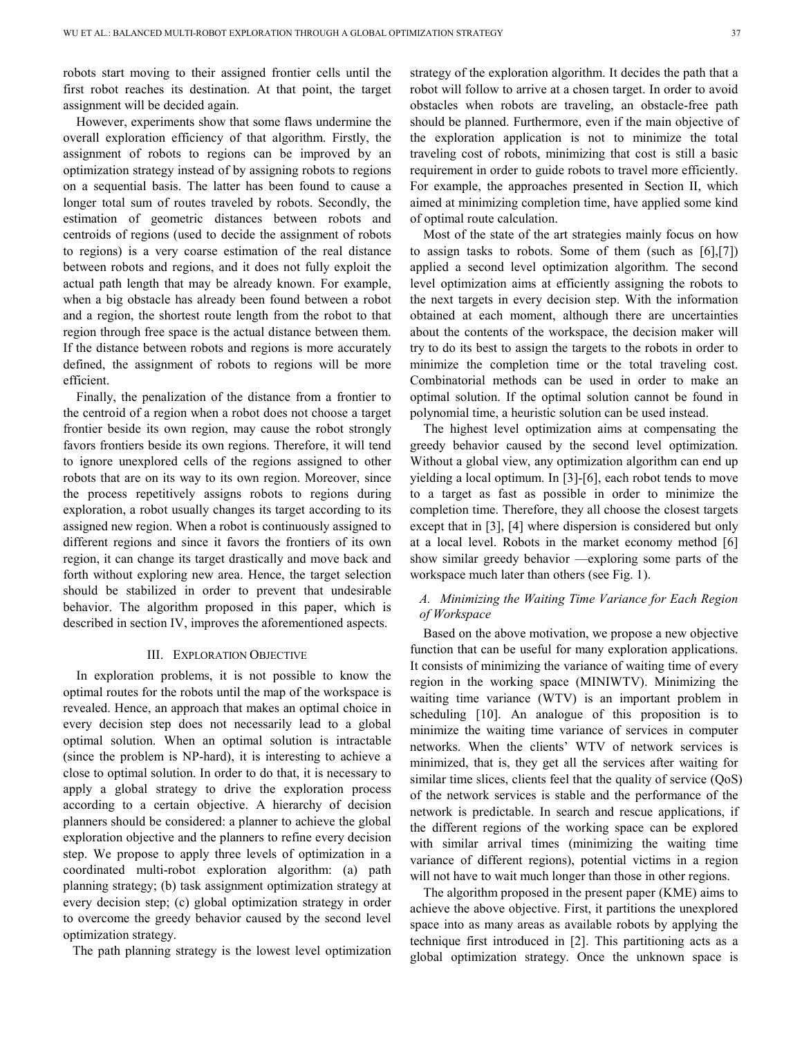robots start moving to their assigned frontier cells until the first robot reaches its destination. At that point, the target assignment will be decided again.

However, experiments show that some flaws undermine the overall exploration efficiency of that algorithm. Firstly, the assignment of robots to regions can be improved by an optimization strategy instead of by assigning robots to regions on a sequential basis. The latter has been found to cause a longer total sum of routes traveled by robots. Secondly, the estimation of geometric distances between robots and centroids of regions (used to decide the assignment of robots to regions) is a very coarse estimation of the real distance between robots and regions, and it does not fully exploit the actual path length that may be already known. For example, when a big obstacle has already been found between a robot and a region, the shortest route length from the robot to that region through free space is the actual distance between them. If the distance between robots and regions is more accurately defined, the assignment of robots to regions will be more efficient.

Finally, the penalization of the distance from a frontier to the centroid of a region when a robot does not choose a target frontier beside its own region, may cause the robot strongly favors frontiers beside its own regions. Therefore, it will tend to ignore unexplored cells of the regions assigned to other robots that are on its way to its own region. Moreover, since the process repetitively assigns robots to regions during exploration, a robot usually changes its target according to its assigned new region. When a robot is continuously assigned to different regions and since it favors the frontiers of its own region, it can change its target drastically and move back and forth without exploring new area. Hence, the target selection should be stabilized in order to prevent that undesirable behavior. The algorithm proposed in this paper, which is described in section IV, improves the aforementioned aspects.

## III. Exploration Objective

In exploration problems, it is not possible to know the optimal routes for the robots until the map of the workspace is revealed. Hence, an approach that makes an optimal choice in every decision step does not necessarily lead to a global optimal solution. When an optimal solution is intractable (since the problem is NP-hard), it is interesting to achieve a close to optimal solution. In order to do that, it is necessary to apply a global strategy to drive the exploration process according to a certain objective. A hierarchy of decision planners should be considered: a planner to achieve the global exploration objective and the planners to refine every decision step. We propose to apply three levels of optimization in a coordinated multi-robot exploration algorithm: (a) path planning strategy; (b) task assignment optimization strategy at every decision step; (c) global optimization strategy in order to overcome the greedy behavior caused by the second level optimization strategy.

The path planning strategy is the lowest level optimization strategy of the exploration algorithm. It decides the path that a robot will follow to arrive at a chosen target. In order to avoid obstacles when robots are traveling, an obstacle-free path should be planned. Furthermore, even if the main objective of the exploration application is not to minimize the total traveling cost of robots, minimizing that cost is still a basic requirement in order to guide robots to travel more efficiently. For example, the approaches presented in Section II, which aimed at minimizing completion time, have applied some kind of optimal route calculation.

Most of the state of the art strategies mainly focus on how to assign tasks to robots. Some of them (such as [6],[7]) applied a second level optimization algorithm. The second level optimization aims at efficiently assigning the robots to the next targets in every decision step. With the information obtained at each moment, although there are uncertainties about the contents of the workspace, the decision maker will try to do its best to assign the targets to the robots in order to minimize the completion time or the total traveling cost. Combinatorial methods can be used in order to make an optimal solution. If the optimal solution cannot be found in polynomial time, a heuristic solution can be used instead.

The highest level optimization aims at compensating the greedy behavior caused by the second level optimization. Without a global view, any optimization algorithm can end up yielding a local optimum. In [3]-[6], each robot tends to move to a target as fast as possible in order to minimize the completion time. Therefore, they all choose the closest targets except that in [3], [4] where dispersion is considered but only at a local level. Robots in the market economy method [6] show similar greedy behavior —exploring some parts of the workspace much later than others (see Fig. 1).

### *A. Minimizing the Waiting Time Variance for Each Region of Workspace*

Based on the above motivation, we propose a new objective function that can be useful for many exploration applications. It consists of minimizing the variance of waiting time of every region in the working space (MINIWTV). Minimizing the waiting time variance (WTV) is an important problem in scheduling [10]. An analogue of this proposition is to minimize the waiting time variance of services in computer networks. When the clients' WTV of network services is minimized, that is, they get all the services after waiting for similar time slices, clients feel that the quality of service (QoS) of the network services is stable and the performance of the network is predictable. In search and rescue applications, if the different regions of the working space can be explored with similar arrival times (minimizing the waiting time variance of different regions), potential victims in a region will not have to wait much longer than those in other regions.

The algorithm proposed in the present paper (KME) aims to achieve the above objective. First, it partitions the unexplored space into as many areas as available robots by applying the technique first introduced in [2]. This partitioning acts as a global optimization strategy. Once the unknown space is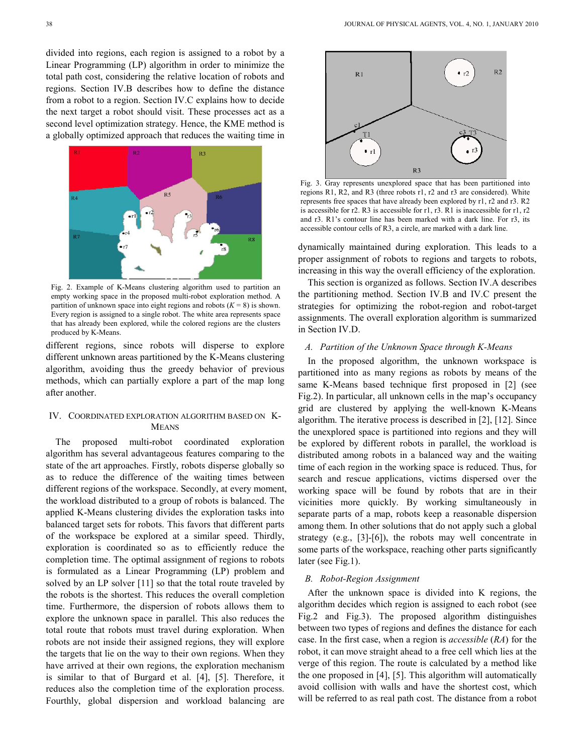divided into regions, each region is assigned to a robot by a Linear Programming (LP) algorithm in order to minimize the total path cost, considering the relative location of robots and regions. Section IV.B describes how to define the distance from a robot to a region. Section IV.C explains how to decide the next target a robot should visit. These processes act as a second level optimization strategy. Hence, the KME method is a globally optimized approach that reduces the waiting time in different regions, since robots will disperse to explore different unknown areas partitioned by the K-Means clustering algorithm, avoiding thus the greedy behavior of previous methods, which can partially explore a part of the map long after another.

Fig. 2. Example of K-Means clustering algorithm used to partition an empty working space in the proposed multi-robot exploration method. A partition of unknown space into eight regions and robots ($K = 8$) is shown. Every region is assigned to a single robot. The white area represents space that has already been explored, while the colored regions are the clusters produced by K-Means.

## IV. Coordinated Exploration Algorithm Based on K-Means

The proposed multi-robot coordinated exploration algorithm has several advantageous features comparing to the state of the art approaches. Firstly, robots disperse globally so as to reduce the difference of the waiting times between different regions of the workspace. Secondly, at every moment, the workload distributed to a group of robots is balanced. The applied K-Means clustering divides the exploration tasks into balanced target sets for robots. This favors that different parts of the workspace be explored at a similar speed. Thirdly, exploration is coordinated so as to efficiently reduce the completion time. The optimal assignment of regions to robots is formulated as a Linear Programming (LP) problem and solved by an LP solver [11] so that the total route traveled by the robots is the shortest. This reduces the overall completion time. Furthermore, the dispersion of robots allows them to explore the unknown space in parallel. This also reduces the total route that robots must travel during exploration. When robots are not inside their assigned regions, they will explore the targets that lie on the way to their own regions. When they have arrived at their own regions, the exploration mechanism is similar to that of Burgard et al. [4], [5]. Therefore, it reduces also the completion time of the exploration process. Fourthly, global dispersion and workload balancing are dynamically maintained during exploration. This leads to a proper assignment of robots to regions and targets to robots, increasing in this way the overall efficiency of the exploration.

Fig. 3. Gray represents unexplored space that has been partitioned into regions R1, R2, and R3 (three robots r1, r2 and r3 are considered). White represents free spaces that have already been explored by r1, r2 and r3. R2 is accessible for r2. R3 is accessible for r1, r3. R1 is inaccessible for r1, r2 and r3. R1's contour line has been marked with a dark line. For r3, its accessible contour cells of R3, a circle, are marked with a dark line.

This section is organized as follows. Section IV.A describes the partitioning method. Section IV.B and IV.C present the strategies for optimizing the robot-region and robot-target assignments. The overall exploration algorithm is summarized in Section IV.D.

### A. Partition of the Unknown Space through K-Means

In the proposed algorithm, the unknown workspace is partitioned into as many regions as robots by means of the same K-Means based technique first proposed in [2] (see Fig.2). In particular, all unknown cells in the map's occupancy grid are clustered by applying the well-known K-Means algorithm. The iterative process is described in [2], [12]. Since the unexplored space is partitioned into regions and they will be explored by different robots in parallel, the workload is distributed among robots in a balanced way and the waiting time of each region in the working space is reduced. Thus, for search and rescue applications, victims dispersed over the working space will be found by robots that are in their vicinities more quickly. By working simultaneously in separate parts of a map, robots keep a reasonable dispersion among them. In other solutions that do not apply such a global strategy (e.g., [3]-[6]), the robots may well concentrate in some parts of the workspace, reaching other parts significantly later (see Fig.1).

### B. Robot-Region Assignment

After the unknown space is divided into K regions, the algorithm decides which region is assigned to each robot (see Fig.2 and Fig.3). The proposed algorithm distinguishes between two types of regions and defines the distance for each case. In the first case, when a region is *accessible* (*RA*) for the robot, it can move straight ahead to a free cell which lies at the verge of this region. The route is calculated by a method like the one proposed in [4], [5]. This algorithm will automatically avoid collision with walls and have the shortest cost, which will be referred to as real path cost. The distance from a robot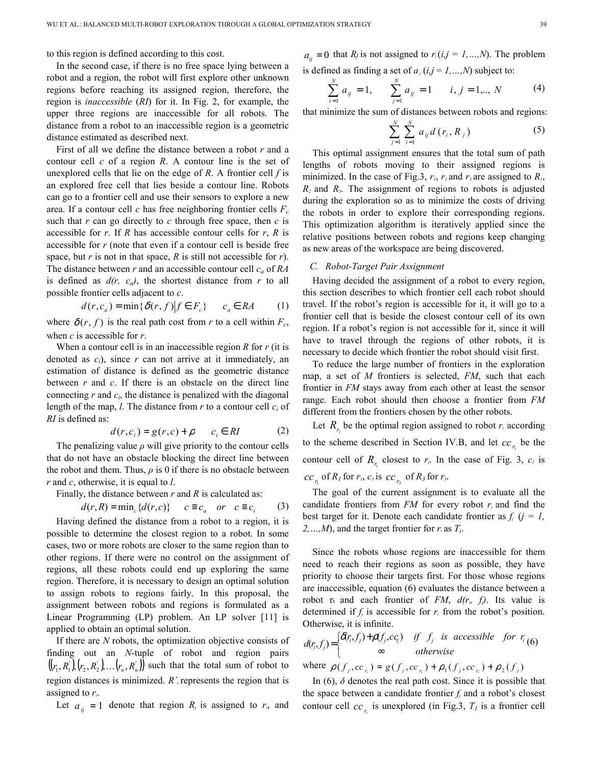to this region is defined according to this cost.

In the second case, if there is no free space lying between a robot and a region, the robot will first explore other unknown regions before reaching its assigned region, therefore, the region is *inaccessible* (*RI*) for it. In Fig. 2, for example, the upper three regions are inaccessible for all robots. The distance from a robot to an inaccessible region is a geometric distance estimated as described next.

First of all we define the distance between a robot $r$ and a contour cell $c$ of a region $R$. A contour line is the set of unexplored cells that lie on the edge of $R$. A frontier cell $f$ is an explored free cell that lies beside a contour line. Robots can go to a frontier cell and use their sensors to explore a new area. If a contour cell $c$ has free neighboring frontier cells $F_c$ such that $r$ can go directly to $c$ through free space, then $c$ is accessible for $r$. If $R$ has accessible contour cells for $r$, $R$ is accessible for $r$ (note that even if a contour cell is beside free space, but $r$ is not in that space, $R$ is still not accessible for $r$). The distance between $r$ and an accessible contour cell $c_a$ of $RA$ is defined as $d(r, c_a)$, the shortest distance from $r$ to all possible frontier cells adjacent to $c$.

$$d(r, c_a) = \min\{\delta(r, f) | f \in F_c\} \qquad c_a \in RA \tag{1}$$

where $\delta(r, f)$ is the real path cost from $r$ to a cell within $F_c$, when $c$ is accessible for $r$.

When a contour cell is in an inaccessible region $R$ for $r$ (it is denoted as $c_i$), since $r$ can not arrive at it immediately, an estimation of distance is defined as the geometric distance between $r$ and $c$. If there is an obstacle on the direct line connecting $r$ and $c_i$, the distance is penalized with the diagonal length of the map, $l$. The distance from $r$ to a contour cell $c_i$ of $RI$ is defined as:

$$d(r, c_i) = g(r, c) + \rho \qquad c_i \in RI \tag{2}$$

The penalizing value $\rho$ will give priority to the contour cells that do not have an obstacle blocking the direct line between the robot and them. Thus, $\rho$ is 0 if there is no obstacle between $r$ and $c$, otherwise, it is equal to $l$.

Finally, the distance between $r$ and $R$ is calculated as:

$$d(r, R) = \min_c\{d(r, c)\} \qquad c \equiv c_a \quad or \quad c \equiv c_i \tag{3}$$

Having defined the distance from a robot to a region, it is possible to determine the closest region to a robot. In some cases, two or more robots are closer to the same region than to other regions. If there were no control on the assignment of regions, all these robots could end up exploring the same region. Therefore, it is necessary to design an optimal solution to assign robots to regions fairly. In this proposal, the assignment between robots and regions is formulated as a Linear Programming (LP) problem. An LP solver [11] is applied to obtain an optimal solution.

If there are $N$ robots, the optimization objective consists of finding out an $N$-tuple of robot and region pairs $((r_1, R_1^{'}), (r_2, R_2^{'}), \ldots (r_n, R_n^{'}))$ such that the total sum of robot to region distances is minimized. $R^{'}_i$ represents the region that is assigned to $r_i$.

Let $a_{ij} = 1$ denote that region $R_j$ is assigned to $r_i$, and $a_{ij} = 0$ that $R_j$ is not assigned to $r_i$ ($i,j = 1,\ldots,N$). The problem is defined as finding a set of $a_j$ ($i,j = 1,\ldots,N$) subject to:

$$\sum_{i=1}^{N} a_{ij} = 1, \qquad \sum_{j=1}^{N} a_{ij} = 1 \qquad i, j = 1,.., N \tag{4}$$

that minimize the sum of distances between robots and regions:

$$\sum_{j=1}^{N} \sum_{i=1}^{N} a_{ij} d(r_i, R_j) \tag{5}$$

This optimal assignment ensures that the total sum of path lengths of robots moving to their assigned regions is minimized. In the case of Fig.3, $r_1$, $r_2$ and $r_3$ are assigned to $R_1$, $R_2$ and $R_3$. The assignment of regions to robots is adjusted during the exploration so as to minimize the costs of driving the robots in order to explore their corresponding regions. This optimization algorithm is iteratively applied since the relative positions between robots and regions keep changing as new areas of the workspace are being discovered.

### C. Robot-Target Pair Assignment

Having decided the assignment of a robot to every region, this section describes to which frontier cell each robot should travel. If the robot's region is accessible for it, it will go to a frontier cell that is beside the closest contour cell of its own region. If a robot's region is not accessible for it, since it will have to travel through the regions of other robots, it is necessary to decide which frontier the robot should visit first.

To reduce the large number of frontiers in the exploration map, a set of $M$ frontiers is selected, $FM$, such that each frontier in $FM$ stays away from each other at least the sensor range. Each robot should then choose a frontier from $FM$ different from the frontiers chosen by the other robots.

Let $R_{r_i}$ be the optimal region assigned to robot $r_i$ according to the scheme described in Section IV.B, and let $cc_{r_i}$ be the contour cell of $R_{r_i}$ closest to $r_i$. In the case of Fig. 3, $c_1$ is $cc_{r_1}$ of $R_1$ for $r_1$, $c_3$ is $cc_{r_3}$ of $R_3$ for $r_3$.

The goal of the current assignment is to evaluate all the candidate frontiers from $FM$ for every robot $r_i$ and find the best target for it. Denote each candidate frontier as $f_j$ ($j = 1, 2,\ldots,M$), and the target frontier for $r_i$ as $T_i$.

Since the robots whose regions are inaccessible for them need to reach their regions as soon as possible, they have priority to choose their targets first. For those whose regions are inaccessible, equation (6) evaluates the distance between a robot $r_i$ and each frontier of $FM$, $d(r_i, f_j)$. Its value is determined if $f_j$ is accessible for $r_i$ from the robot's position. Otherwise, it is infinite.

$$d(r_i, f_j) = \begin{cases} \delta(r_i, f_j) + \rho(f_j, cc_{r_i}) & if \ \ f_j \ \ is \ \ accessible \ \ for \ \ r_i \\ \infty & otherwise \end{cases} \tag{6}$$

where $\rho(f_j, cc_{r_i}) = g(f_j, cc_{r_i}) + \rho_1(f_j, cc_{r_i}) + \rho_2(f_j)$

In (6), $\delta$ denotes the real path cost. Since it is possible that the space between a candidate frontier $f_j$ and a robot's closest contour cell $cc_{r_i}$ is unexplored (in Fig.3, $T_1$ is a frontier cell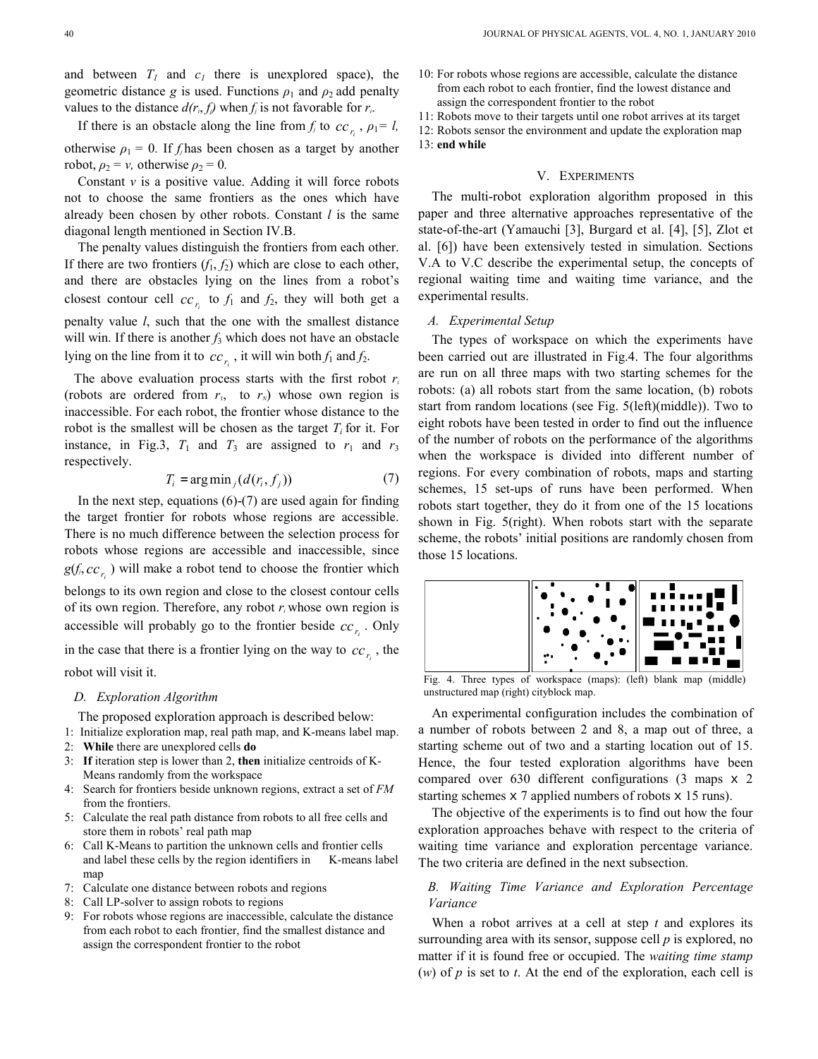and between $T_1$ and $c_1$ there is unexplored space), the geometric distance $g$ is used. Functions $\rho_1$ and $\rho_2$ add penalty values to the distance $d(r_i, f_j)$ when $f_j$ is not favorable for $r_i$.

If there is an obstacle along the line from $f_j$ to $cc_{r_i}$, $\rho_1 = l$, otherwise $\rho_1 = 0$. If $f_j$ has been chosen as a target by another robot, $\rho_2 = v$, otherwise $\rho_2 = 0$.

Constant $v$ is a positive value. Adding it will force robots not to choose the same frontiers as the ones which have already been chosen by other robots. Constant $l$ is the same diagonal length mentioned in Section IV.B.

The penalty values distinguish the frontiers from each other. If there are two frontiers ($f_1$, $f_2$) which are close to each other, and there are obstacles lying on the lines from a robot's closest contour cell $cc_{r_i}$ to $f_1$ and $f_2$, they will both get a penalty value $l$, such that the one with the smallest distance will win. If there is another $f_3$ which does not have an obstacle lying on the line from it to $cc_{r_i}$, it will win both $f_1$ and $f_2$.

The above evaluation process starts with the first robot $r_i$ (robots are ordered from $r_1$, to $r_N$) whose own region is inaccessible. For each robot, the frontier whose distance to the robot is the smallest will be chosen as the target $T_i$ for it. For instance, in Fig.3, $T_1$ and $T_3$ are assigned to $r_1$ and $r_3$ respectively.

$$T_i = \arg\min_j (d(r_i, f_j)) \tag{7}$$

In the next step, equations (6)-(7) are used again for finding the target frontier for robots whose regions are accessible. There is no much difference between the selection process for robots whose regions are accessible and inaccessible, since $g(f_j, cc_{r_i})$ will make a robot tend to choose the frontier which belongs to its own region and close to the closest contour cells of its own region. Therefore, any robot $r_i$ whose own region is accessible will probably go to the frontier beside $cc_{r_i}$. Only in the case that there is a frontier lying on the way to $cc_{r_i}$, the robot will visit it.

### D. Exploration Algorithm

The proposed exploration approach is described below:

1: Initialize exploration map, real path map, and K-means label map.
2: **While** there are unexplored cells **do**
3: **If** iteration step is lower than 2, **then** initialize centroids of K-Means randomly from the workspace
4: Search for frontiers beside unknown regions, extract a set of *FM* from the frontiers.
5: Calculate the real path distance from robots to all free cells and store them in robots' real path map
6: Call K-Means to partition the unknown cells and frontier cells and label these cells by the region identifiers in K-means label map
7: Calculate one distance between robots and regions
8: Call LP-solver to assign robots to regions
9: For robots whose regions are inaccessible, calculate the distance from each robot to each frontier, find the smallest distance and assign the correspondent frontier to the robot
10: For robots whose regions are accessible, calculate the distance from each robot to each frontier, find the lowest distance and assign the correspondent frontier to the robot
11: Robots move to their targets until one robot arrives at its target
12: Robots sensor the environment and update the exploration map
13: **end while**

## V. Experiments

The multi-robot exploration algorithm proposed in this paper and three alternative approaches representative of the state-of-the-art (Yamauchi [3], Burgard et al. [4], [5], Zlot et al. [6]) have been extensively tested in simulation. Sections V.A to V.C describe the experimental setup, the concepts of regional waiting time and waiting time variance, and the experimental results.

### A. Experimental Setup

The types of workspace on which the experiments have been carried out are illustrated in Fig.4. The four algorithms are run on all three maps with two starting schemes for the robots: (a) all robots start from the same location, (b) robots start from random locations (see Fig. 5(left)(middle)). Two to eight robots have been tested in order to find out the influence of the number of robots on the performance of the algorithms when the workspace is divided into different number of regions. For every combination of robots, maps and starting schemes, 15 set-ups of runs have been performed. When robots start together, they do it from one of the 15 locations shown in Fig. 5(right). When robots start with the separate scheme, the robots' initial positions are randomly chosen from those 15 locations.

Fig. 4. Three types of workspace (maps): (left) blank map (middle) unstructured map (right) cityblock map.

An experimental configuration includes the combination of a number of robots between 2 and 8, a map out of three, a starting scheme out of two and a starting location out of 15. Hence, the four tested exploration algorithms have been compared over 630 different configurations (3 maps x 2 starting schemes x 7 applied numbers of robots x 15 runs).

The objective of the experiments is to find out how the four exploration approaches behave with respect to the criteria of waiting time variance and exploration percentage variance. The two criteria are defined in the next subsection.

### B. Waiting Time Variance and Exploration Percentage Variance

When a robot arrives at a cell at step $t$ and explores its surrounding area with its sensor, suppose cell $p$ is explored, no matter if it is found free or occupied. The *waiting time stamp* ($w$) of $p$ is set to $t$. At the end of the exploration, each cell is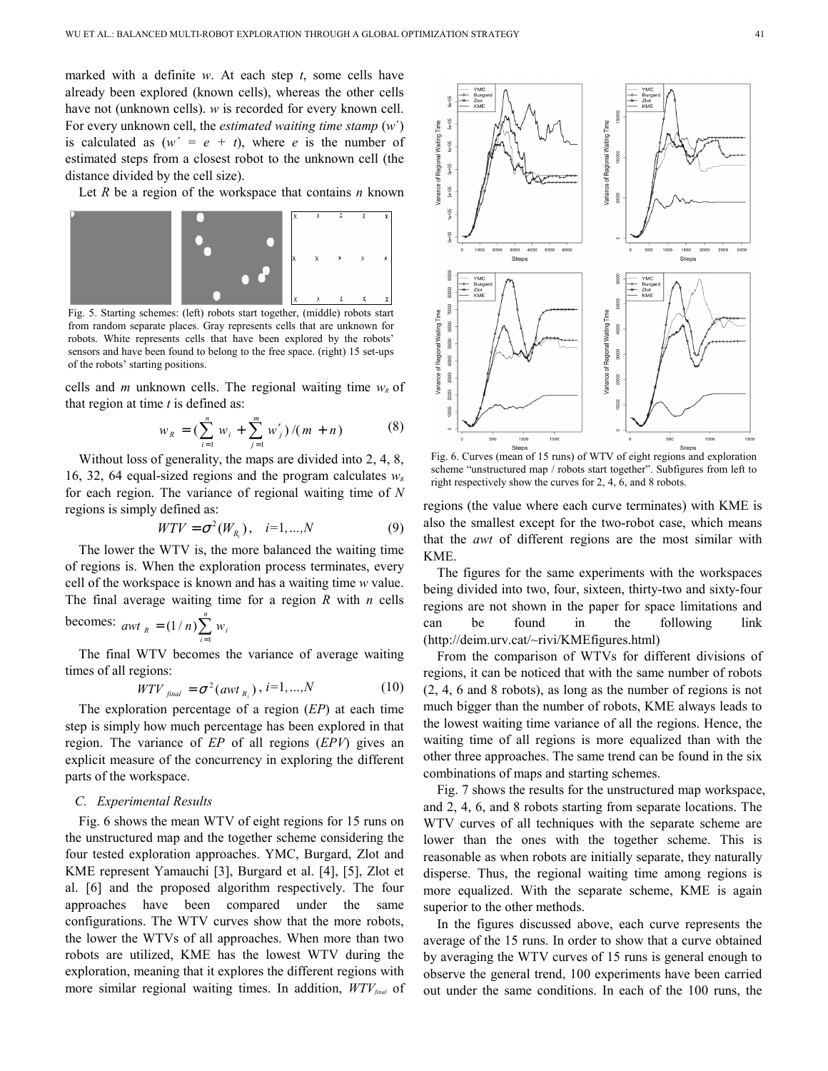marked with a definite $w$. At each step $t$, some cells have already been explored (known cells), whereas the other cells have not (unknown cells). $w$ is recorded for every known cell. For every unknown cell, the *estimated waiting time stamp* ($w'$) is calculated as ($w' = e + t$), where $e$ is the number of estimated steps from a closest robot to the unknown cell (the distance divided by the cell size).

Let $R$ be a region of the workspace that contains $n$ known cells and $m$ unknown cells. The regional waiting time $w_R$ of that region at time $t$ is defined as:

$$w_R = \left(\sum_{i=1}^{n} w_i + \sum_{j=1}^{m} w'_j\right)/(m+n) \tag{8}$$

Fig. 5. Starting schemes: (left) robots start together, (middle) robots start from random separate places. Gray represents cells that are unknown for robots. White represents cells that have been explored by the robots' sensors and have been found to belong to the free space. (right) 15 set-ups of the robots' starting positions.

Without loss of generality, the maps are divided into 2, 4, 8, 16, 32, 64 equal-sized regions and the program calculates $w_R$ for each region. The variance of regional waiting time of $N$ regions is simply defined as:

$$WTV = \sigma^2(W_{R_i}), \quad i=1,\ldots,N \tag{9}$$

The lower the WTV is, the more balanced the waiting time of regions is. When the exploration process terminates, every cell of the workspace is known and has a waiting time $w$ value. The final average waiting time for a region $R$ with $n$ cells becomes: $awt_R = (1/n)\sum_{i=1}^{n} w_i$

The final WTV becomes the variance of average waiting times of all regions:

$$WTV_{final} = \sigma^2(awt_{R_i}), \; i=1,\ldots,N \tag{10}$$

The exploration percentage of a region (*EP*) at each time step is simply how much percentage has been explored in that region. The variance of *EP* of all regions (*EPV*) gives an explicit measure of the concurrency in exploring the different parts of the workspace.

### C. Experimental Results

Fig. 6 shows the mean WTV of eight regions for 15 runs on the unstructured map and the together scheme considering the four tested exploration approaches. YMC, Burgard, Zlot and KME represent Yamauchi [3], Burgard et al. [4], [5], Zlot et al. [6] and the proposed algorithm respectively. The four approaches have been compared under the same configurations. The WTV curves show that the more robots, the lower the WTVs of all approaches. When more than two robots are utilized, KME has the lowest WTV during the exploration, meaning that it explores the different regions with more similar regional waiting times. In addition, $WTV_{final}$ of regions (the value where each curve terminates) with KME is also the smallest except for the two-robot case, which means that the *awt* of different regions are the most similar with KME.

Fig. 6. Curves (mean of 15 runs) of WTV of eight regions and exploration scheme "unstructured map / robots start together". Subfigures from left to right respectively show the curves for 2, 4, 6, and 8 robots.

The figures for the same experiments with the workspaces being divided into two, four, sixteen, thirty-two and sixty-four regions are not shown in the paper for space limitations and can be found in the following link (http://deim.urv.cat/~rivi/KMEfigures.html)

From the comparison of WTVs for different divisions of regions, it can be noticed that with the same number of robots (2, 4, 6 and 8 robots), as long as the number of regions is not much bigger than the number of robots, KME always leads to the lowest waiting time variance of all the regions. Hence, the waiting time of all regions is more equalized than with the other three approaches. The same trend can be found in the six combinations of maps and starting schemes.

Fig. 7 shows the results for the unstructured map workspace, and 2, 4, 6, and 8 robots starting from separate locations. The WTV curves of all techniques with the separate scheme are lower than the ones with the together scheme. This is reasonable as when robots are initially separate, they naturally disperse. Thus, the regional waiting time among regions is more equalized. With the separate scheme, KME is again superior to the other methods.

In the figures discussed above, each curve represents the average of the 15 runs. In order to show that a curve obtained by averaging the WTV curves of 15 runs is general enough to observe the general trend, 100 experiments have been carried out under the same conditions. In each of the 100 runs, the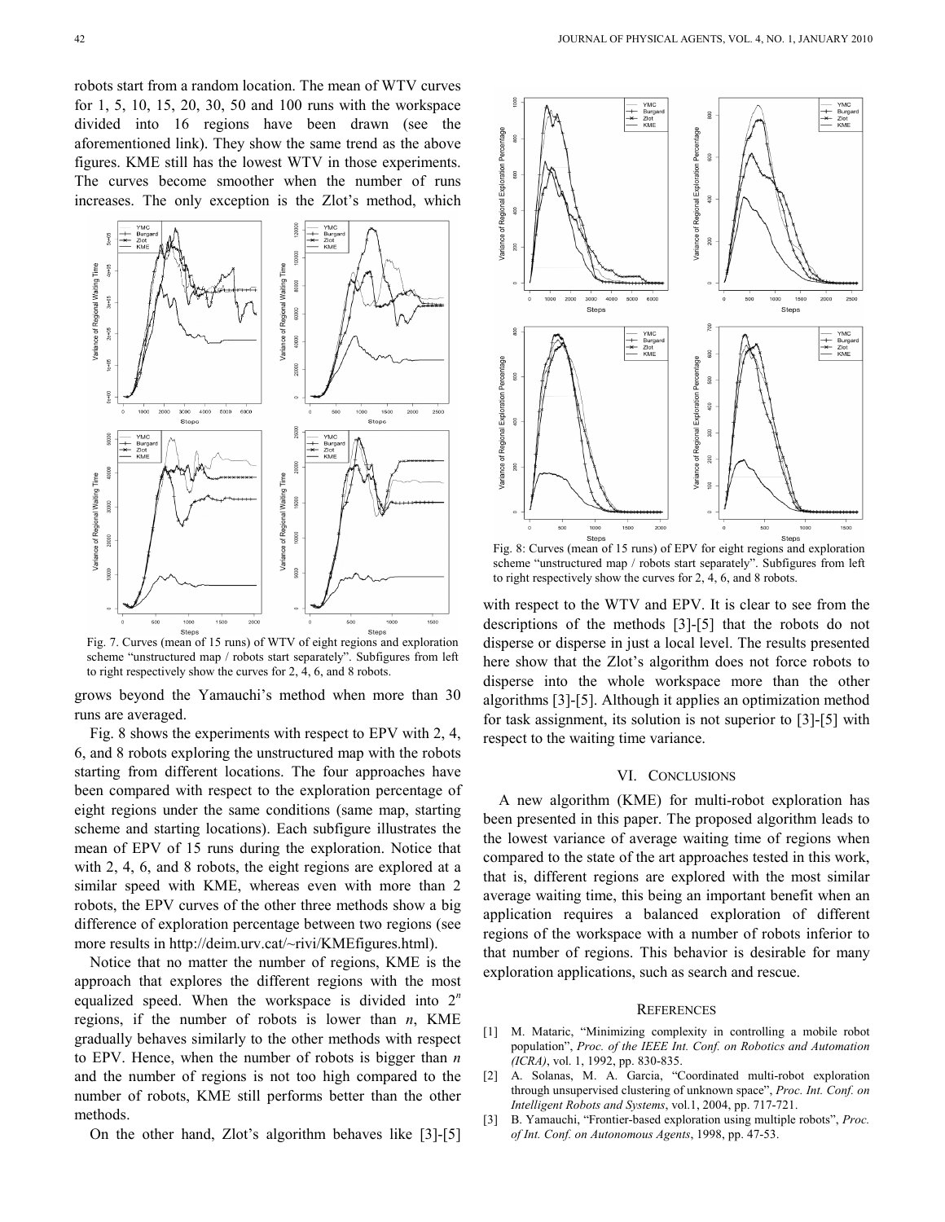robots start from a random location. The mean of WTV curves for 1, 5, 10, 15, 20, 30, 50 and 100 runs with the workspace divided into 16 regions have been drawn (see the aforementioned link). They show the same trend as the above figures. KME still has the lowest WTV in those experiments. The curves become smoother when the number of runs increases. The only exception is the Zlot's method, which grows beyond the Yamauchi's method when more than 30 runs are averaged.

Fig. 7. Curves (mean of 15 runs) of WTV of eight regions and exploration scheme "unstructured map / robots start separately". Subfigures from left to right respectively show the curves for 2, 4, 6, and 8 robots.

Fig. 8 shows the experiments with respect to EPV with 2, 4, 6, and 8 robots exploring the unstructured map with the robots starting from different locations. The four approaches have been compared with respect to the exploration percentage of eight regions under the same conditions (same map, starting scheme and starting locations). Each subfigure illustrates the mean of EPV of 15 runs during the exploration. Notice that with 2, 4, 6, and 8 robots, the eight regions are explored at a similar speed with KME, whereas even with more than 2 robots, the EPV curves of the other three methods show a big difference of exploration percentage between two regions (see more results in http://deim.urv.cat/~rivi/KMEfigures.html).

Notice that no matter the number of regions, KME is the approach that explores the different regions with the most equalized speed. When the workspace is divided into $2^n$ regions, if the number of robots is lower than $n$, KME gradually behaves similarly to the other methods with respect to EPV. Hence, when the number of robots is bigger than $n$ and the number of regions is not too high compared to the number of robots, KME still performs better than the other methods.

On the other hand, Zlot's algorithm behaves like [3]-[5] with respect to the WTV and EPV. It is clear to see from the descriptions of the methods [3]-[5] that the robots do not disperse or disperse in just a local level. The results presented here show that the Zlot's algorithm does not force robots to disperse into the whole workspace more than the other algorithms [3]-[5]. Although it applies an optimization method for task assignment, its solution is not superior to [3]-[5] with respect to the waiting time variance.

Fig. 8: Curves (mean of 15 runs) of EPV for eight regions and exploration scheme "unstructured map / robots start separately". Subfigures from left to right respectively show the curves for 2, 4, 6, and 8 robots.

## VI. Conclusions

A new algorithm (KME) for multi-robot exploration has been presented in this paper. The proposed algorithm leads to the lowest variance of average waiting time of regions when compared to the state of the art approaches tested in this work, that is, different regions are explored with the most similar average waiting time, this being an important benefit when an application requires a balanced exploration of different regions of the workspace with a number of robots inferior to that number of regions. This behavior is desirable for many exploration applications, such as search and rescue.

## References

[1] M. Mataric, "Minimizing complexity in controlling a mobile robot population", *Proc. of the IEEE Int. Conf. on Robotics and Automation (ICRA)*, vol. 1, 1992, pp. 830-835.

[2] A. Solanas, M. A. Garcia, "Coordinated multi-robot exploration through unsupervised clustering of unknown space", *Proc. Int. Conf. on Intelligent Robots and Systems*, vol.1, 2004, pp. 717-721.

[3] B. Yamauchi, "Frontier-based exploration using multiple robots", *Proc. of Int. Conf. on Autonomous Agents*, 1998, pp. 47-53.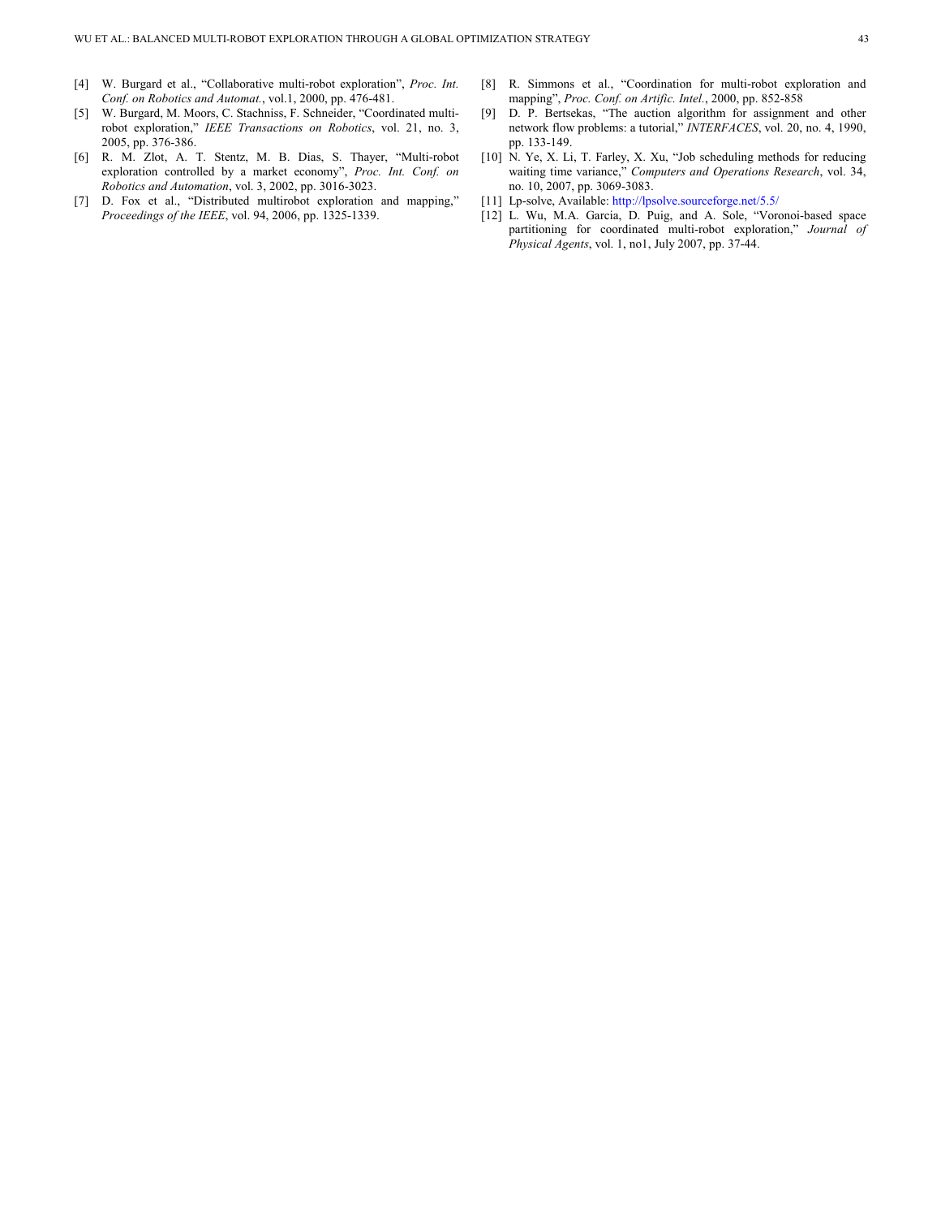[4] W. Burgard et al., "Collaborative multi-robot exploration", *Proc. Int. Conf. on Robotics and Automat.*, vol.1, 2000, pp. 476-481.

[5] W. Burgard, M. Moors, C. Stachniss, F. Schneider, "Coordinated multi-robot exploration," *IEEE Transactions on Robotics*, vol. 21, no. 3, 2005, pp. 376-386.

[6] R. M. Zlot, A. T. Stentz, M. B. Dias, S. Thayer, "Multi-robot exploration controlled by a market economy", *Proc. Int. Conf. on Robotics and Automation*, vol. 3, 2002, pp. 3016-3023.

[7] D. Fox et al., "Distributed multirobot exploration and mapping," *Proceedings of the IEEE*, vol. 94, 2006, pp. 1325-1339.

[8] R. Simmons et al., "Coordination for multi-robot exploration and mapping", *Proc. Conf. on Artific. Intel.*, 2000, pp. 852-858

[9] D. P. Bertsekas, "The auction algorithm for assignment and other network flow problems: a tutorial," *INTERFACES*, vol. 20, no. 4, 1990, pp. 133-149.

[10] N. Ye, X. Li, T. Farley, X. Xu, "Job scheduling methods for reducing waiting time variance," *Computers and Operations Research*, vol. 34, no. 10, 2007, pp. 3069-3083.

[11] Lp-solve, Available: http://lpsolve.sourceforge.net/5.5/

[12] L. Wu, M.A. Garcia, D. Puig, and A. Sole, "Voronoi-based space partitioning for coordinated multi-robot exploration," *Journal of Physical Agents*, vol. 1, no1, July 2007, pp. 37-44.